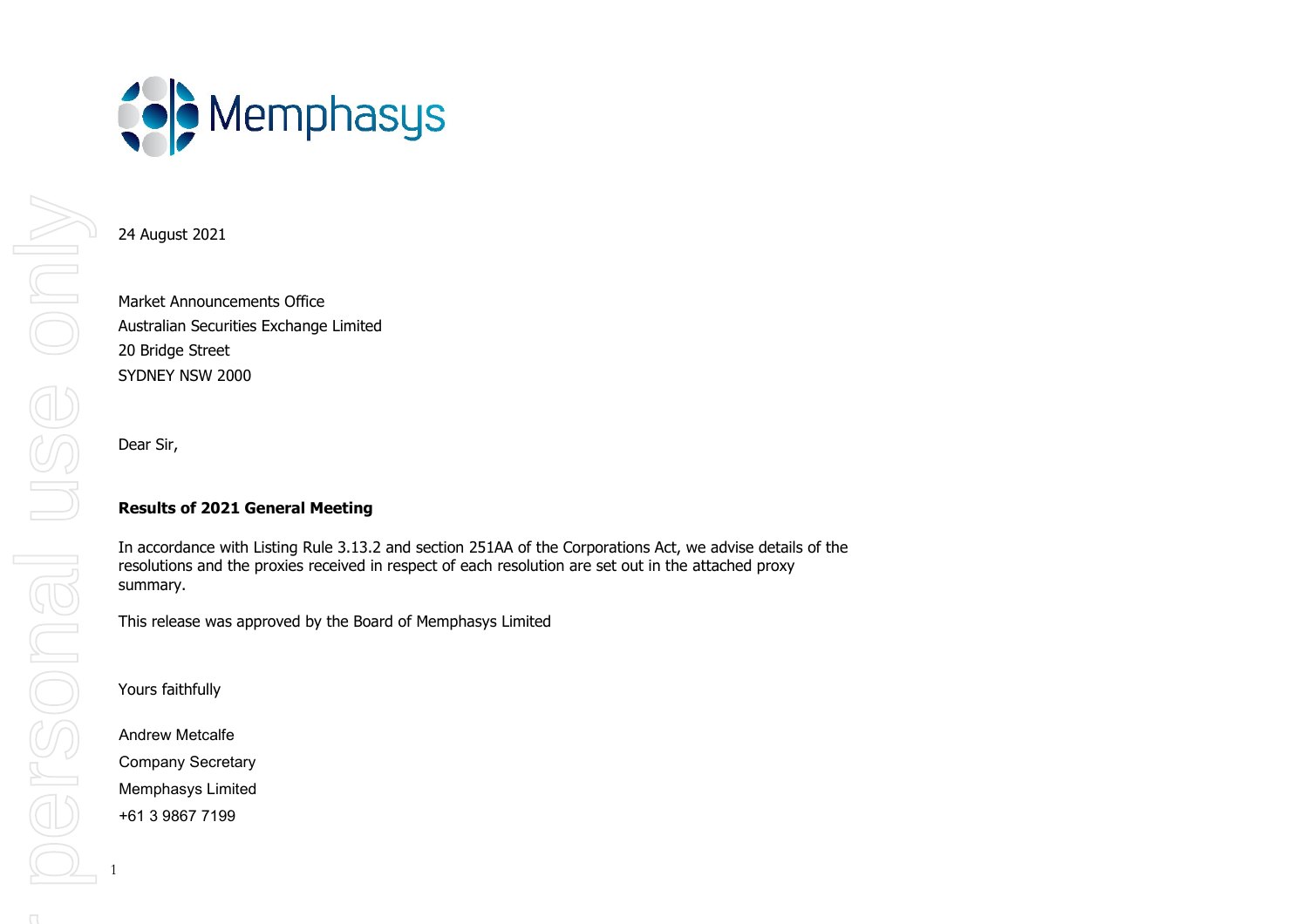Memphasys

24 August 2021

Market Announcements Office
Australian Securities Exchange Limited
20 Bridge Street
SYDNEY NSW 2000

Dear Sir,

**Results of 2021 General Meeting**

In accordance with Listing Rule 3.13.2 and section 251AA of the Corporations Act, we advise details of the resolutions and the proxies received in respect of each resolution are set out in the attached proxy summary.

This release was approved by the Board of Memphasys Limited

Yours faithfully

Andrew Metcalfe
Company Secretary
Memphasys Limited
+61 3 9867 7199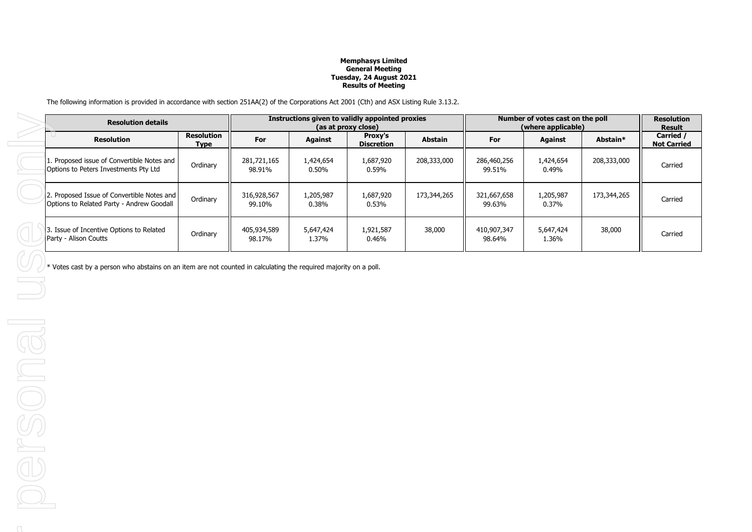**Memphasys Limited**
**General Meeting**
**Tuesday, 24 August 2021**
**Results of Meeting**

The following information is provided in accordance with section 251AA(2) of the Corporations Act 2001 (Cth) and ASX Listing Rule 3.13.2.

| Resolution details | | Instructions given to validly appointed proxies (as at proxy close) | | | | Number of votes cast on the poll (where applicable) | | | Resolution Result |
|---|---|---|---|---|---|---|---|---|---|
| **Resolution** | **Resolution Type** | **For** | **Against** | **Proxy's Discretion** | **Abstain** | **For** | **Against** | **Abstain*** | **Carried / Not Carried** |
| 1. Proposed issue of Convertible Notes and Options to Peters Investments Pty Ltd | Ordinary | 281,721,165 98.91% | 1,424,654 0.50% | 1,687,920 0.59% | 208,333,000 | 286,460,256 99.51% | 1,424,654 0.49% | 208,333,000 | Carried |
| 2. Proposed Issue of Convertible Notes and Options to Related Party - Andrew Goodall | Ordinary | 316,928,567 99.10% | 1,205,987 0.38% | 1,687,920 0.53% | 173,344,265 | 321,667,658 99.63% | 1,205,987 0.37% | 173,344,265 | Carried |
| 3. Issue of Incentive Options to Related Party - Alison Coutts | Ordinary | 405,934,589 98.17% | 5,647,424 1.37% | 1,921,587 0.46% | 38,000 | 410,907,347 98.64% | 5,647,424 1.36% | 38,000 | Carried |

* Votes cast by a person who abstains on an item are not counted in calculating the required majority on a poll.